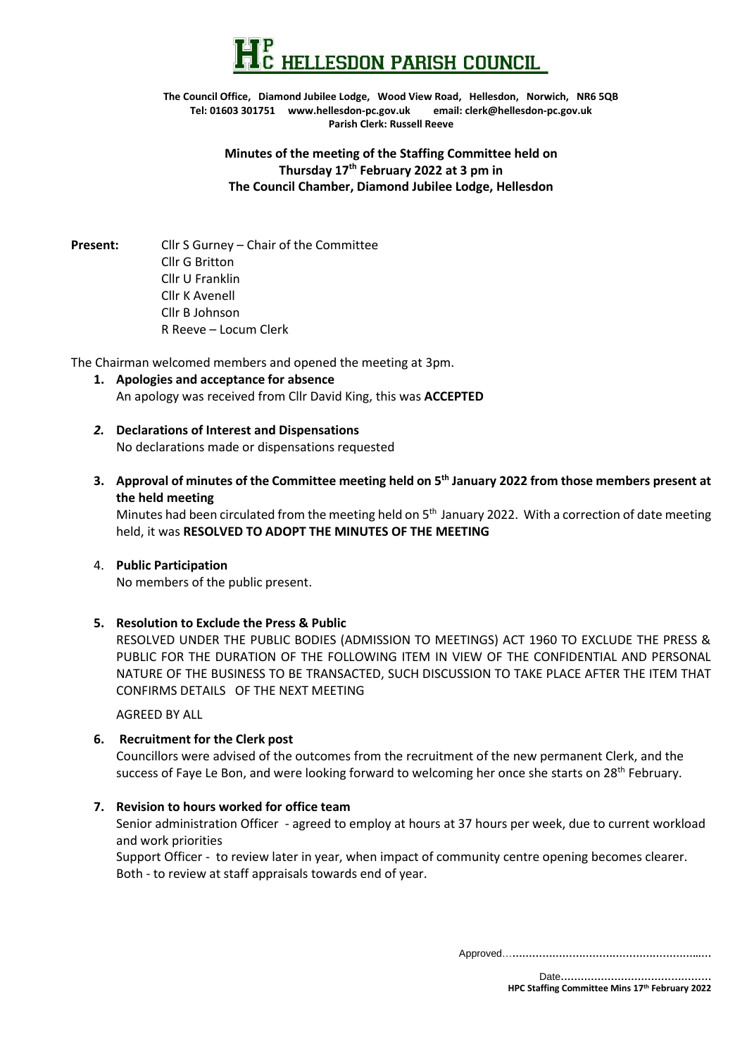# HELLESDON PARISH COUNCIL

**The Council Office, Diamond Jubilee Lodge, Wood View Road, Hellesdon, Norwich, NR6 5QB**
**Tel: 01603 301751 www.hellesdon-pc.gov.uk email: clerk@hellesdon-pc.gov.uk**
**Parish Clerk: Russell Reeve**

## Minutes of the meeting of the Staffing Committee held on Thursday 17th February 2022 at 3 pm in The Council Chamber, Diamond Jubilee Lodge, Hellesdon

**Present:** Cllr S Gurney – Chair of the Committee
Cllr G Britton
Cllr U Franklin
Cllr K Avenell
Cllr B Johnson
R Reeve – Locum Clerk

The Chairman welcomed members and opened the meeting at 3pm.

1. **Apologies and acceptance for absence**
   An apology was received from Cllr David King, this was **ACCEPTED**

2. ***Declarations of Interest and Dispensations***
   No declarations made or dispensations requested

3. **Approval of minutes of the Committee meeting held on 5th January 2022 from those members present at the held meeting**
   Minutes had been circulated from the meeting held on 5th January 2022. With a correction of date meeting held, it was **RESOLVED TO ADOPT THE MINUTES OF THE MEETING**

4. **Public Participation**
   No members of the public present.

5. **Resolution to Exclude the Press & Public**
   RESOLVED UNDER THE PUBLIC BODIES (ADMISSION TO MEETINGS) ACT 1960 TO EXCLUDE THE PRESS & PUBLIC FOR THE DURATION OF THE FOLLOWING ITEM IN VIEW OF THE CONFIDENTIAL AND PERSONAL NATURE OF THE BUSINESS TO BE TRANSACTED, SUCH DISCUSSION TO TAKE PLACE AFTER THE ITEM THAT CONFIRMS DETAILS OF THE NEXT MEETING

   AGREED BY ALL

6. **Recruitment for the Clerk post**
   Councillors were advised of the outcomes from the recruitment of the new permanent Clerk, and the success of Faye Le Bon, and were looking forward to welcoming her once she starts on 28th February.

7. **Revision to hours worked for office team**
   Senior administration Officer - agreed to employ at hours at 37 hours per week, due to current workload and work priorities
   Support Officer - to review later in year, when impact of community centre opening becomes clearer.
   Both - to review at staff appraisals towards end of year.

Approved…………………………………………………

Date……………………………………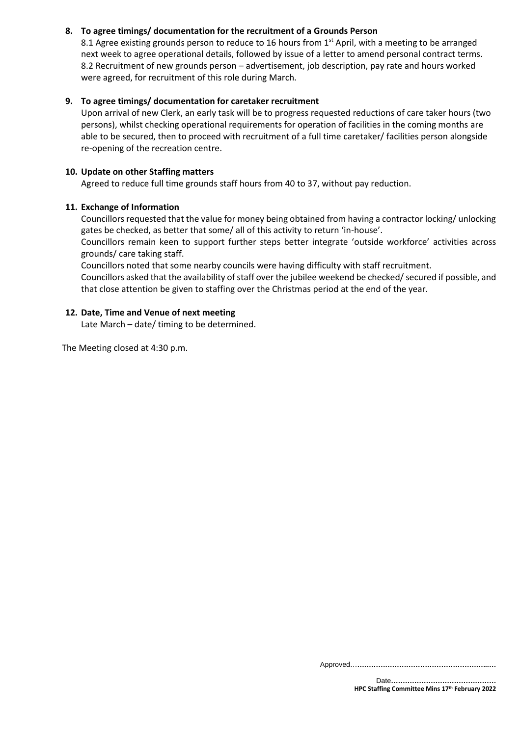**8. To agree timings/ documentation for the recruitment of a Grounds Person**

8.1 Agree existing grounds person to reduce to 16 hours from 1st April, with a meeting to be arranged next week to agree operational details, followed by issue of a letter to amend personal contract terms.
8.2 Recruitment of new grounds person – advertisement, job description, pay rate and hours worked were agreed, for recruitment of this role during March.

**9. To agree timings/ documentation for caretaker recruitment**

Upon arrival of new Clerk, an early task will be to progress requested reductions of care taker hours (two persons), whilst checking operational requirements for operation of facilities in the coming months are able to be secured, then to proceed with recruitment of a full time caretaker/ facilities person alongside re-opening of the recreation centre.

**10. Update on other Staffing matters**

Agreed to reduce full time grounds staff hours from 40 to 37, without pay reduction.

**11. Exchange of Information**

Councillors requested that the value for money being obtained from having a contractor locking/ unlocking gates be checked, as better that some/ all of this activity to return 'in-house'.
Councillors remain keen to support further steps better integrate 'outside workforce' activities across grounds/ care taking staff.
Councillors noted that some nearby councils were having difficulty with staff recruitment.
Councillors asked that the availability of staff over the jubilee weekend be checked/ secured if possible, and that close attention be given to staffing over the Christmas period at the end of the year.

**12. Date, Time and Venue of next meeting**

Late March – date/ timing to be determined.

The Meeting closed at 4:30 p.m.

Approved……………………………………………………..

Date…………………………………….